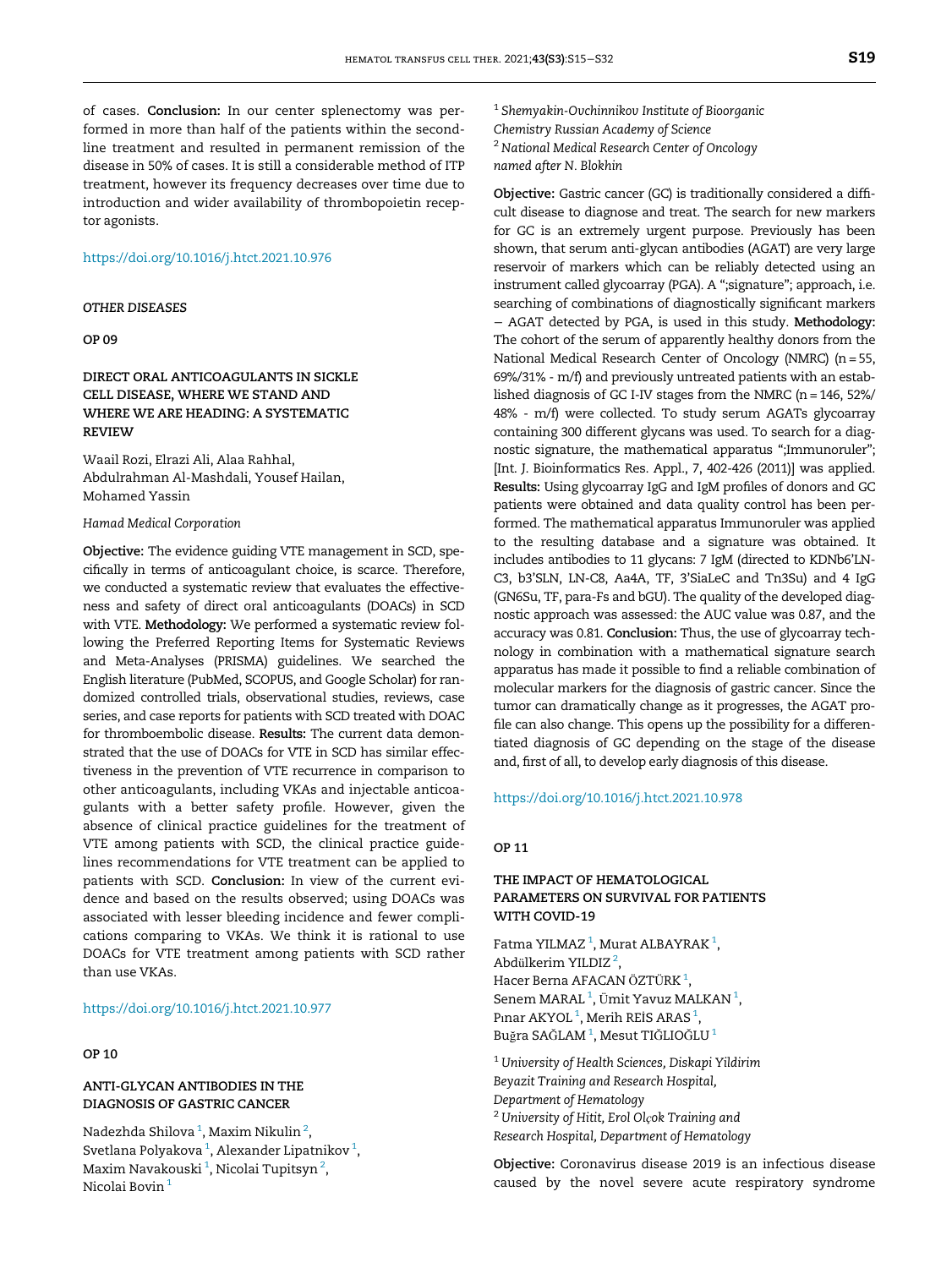of cases. **Conclusion:** In our center splenectomy was performed in more than half of the patients within the second-line treatment and resulted in permanent remission of the disease in 50% of cases. It is still a considerable method of ITP treatment, however its frequency decreases over time due to introduction and wider availability of thrombopoietin receptor agonists.

https://doi.org/10.1016/j.htct.2021.10.976

*OTHER DISEASES*

**OP 09**

### DIRECT ORAL ANTICOAGULANTS IN SICKLE CELL DISEASE, WHERE WE STAND AND WHERE WE ARE HEADING: A SYSTEMATIC REVIEW

Waail Rozi, Elrazi Ali, Alaa Rahhal, Abdulrahman Al-Mashdali, Yousef Hailan, Mohamed Yassin

*Hamad Medical Corporation*

**Objective:** The evidence guiding VTE management in SCD, specifically in terms of anticoagulant choice, is scarce. Therefore, we conducted a systematic review that evaluates the effectiveness and safety of direct oral anticoagulants (DOACs) in SCD with VTE. **Methodology:** We performed a systematic review following the Preferred Reporting Items for Systematic Reviews and Meta-Analyses (PRISMA) guidelines. We searched the English literature (PubMed, SCOPUS, and Google Scholar) for randomized controlled trials, observational studies, reviews, case series, and case reports for patients with SCD treated with DOAC for thromboembolic disease. **Results:** The current data demonstrated that the use of DOACs for VTE in SCD has similar effectiveness in the prevention of VTE recurrence in comparison to other anticoagulants, including VKAs and injectable anticoagulants with a better safety profile. However, given the absence of clinical practice guidelines for the treatment of VTE among patients with SCD, the clinical practice guidelines recommendations for VTE treatment can be applied to patients with SCD. **Conclusion:** In view of the current evidence and based on the results observed; using DOACs was associated with lesser bleeding incidence and fewer complications comparing to VKAs. We think it is rational to use DOACs for VTE treatment among patients with SCD rather than use VKAs.

https://doi.org/10.1016/j.htct.2021.10.977

**OP 10**

### ANTI-GLYCAN ANTIBODIES IN THE DIAGNOSIS OF GASTRIC CANCER

Nadezhda Shilova [1], Maxim Nikulin [2], Svetlana Polyakova [1], Alexander Lipatnikov [1], Maxim Navakouski [1], Nicolai Tupitsyn [2], Nicolai Bovin [1]

[1] *Shemyakin-Ovchinnikov Institute of Bioorganic Chemistry Russian Academy of Science*
[2] *National Medical Research Center of Oncology named after N. Blokhin*

**Objective:** Gastric cancer (GC) is traditionally considered a difficult disease to diagnose and treat. The search for new markers for GC is an extremely urgent purpose. Previously has been shown, that serum anti-glycan antibodies (AGAT) are very large reservoir of markers which can be reliably detected using an instrument called glycoarray (PGA). A ";signature"; approach, i.e. searching of combinations of diagnostically significant markers – AGAT detected by PGA, is used in this study. **Methodology:** The cohort of the serum of apparently healthy donors from the National Medical Research Center of Oncology (NMRC) (n = 55, 69%/31% - m/f) and previously untreated patients with an established diagnosis of GC I-IV stages from the NMRC (n = 146, 52%/48% - m/f) were collected. To study serum AGATs glycoarray containing 300 different glycans was used. To search for a diagnostic signature, the mathematical apparatus ";Immunoruler"; [Int. J. Bioinformatics Res. Appl., 7, 402-426 (2011)] was applied. **Results:** Using glycoarray IgG and IgM profiles of donors and GC patients were obtained and data quality control has been performed. The mathematical apparatus Immunoruler was applied to the resulting database and a signature was obtained. It includes antibodies to 11 glycans: 7 IgM (directed to KDNb6'LN-C3, b3'SLN, LN-C8, Aa4A, TF, 3'SiaLeC and Tn3Su) and 4 IgG (GN6Su, TF, para-Fs and bGU). The quality of the developed diagnostic approach was assessed: the AUC value was 0.87, and the accuracy was 0.81. **Conclusion:** Thus, the use of glycoarray technology in combination with a mathematical signature search apparatus has made it possible to find a reliable combination of molecular markers for the diagnosis of gastric cancer. Since the tumor can dramatically change as it progresses, the AGAT profile can also change. This opens up the possibility for a differentiated diagnosis of GC depending on the stage of the disease and, first of all, to develop early diagnosis of this disease.

https://doi.org/10.1016/j.htct.2021.10.978

**OP 11**

### THE IMPACT OF HEMATOLOGICAL PARAMETERS ON SURVIVAL FOR PATIENTS WITH COVID-19

Fatma YILMAZ [1], Murat ALBAYRAK [1], Abdülkerim YILDIZ [2], Hacer Berna AFACAN ÖZTÜRK [1], Senem MARAL [1], Ümit Yavuz MALKAN [1], Pınar AKYOL [1], Merih REİS ARAS [1], Buğra SAĞLAM [1], Mesut TIĞLIOĞLU [1]

[1] *University of Health Sciences, Diskapi Yildirim Beyazit Training and Research Hospital, Department of Hematology*
[2] *University of Hitit, Erol Olçok Training and Research Hospital, Department of Hematology*

**Objective:** Coronavirus disease 2019 is an infectious disease caused by the novel severe acute respiratory syndrome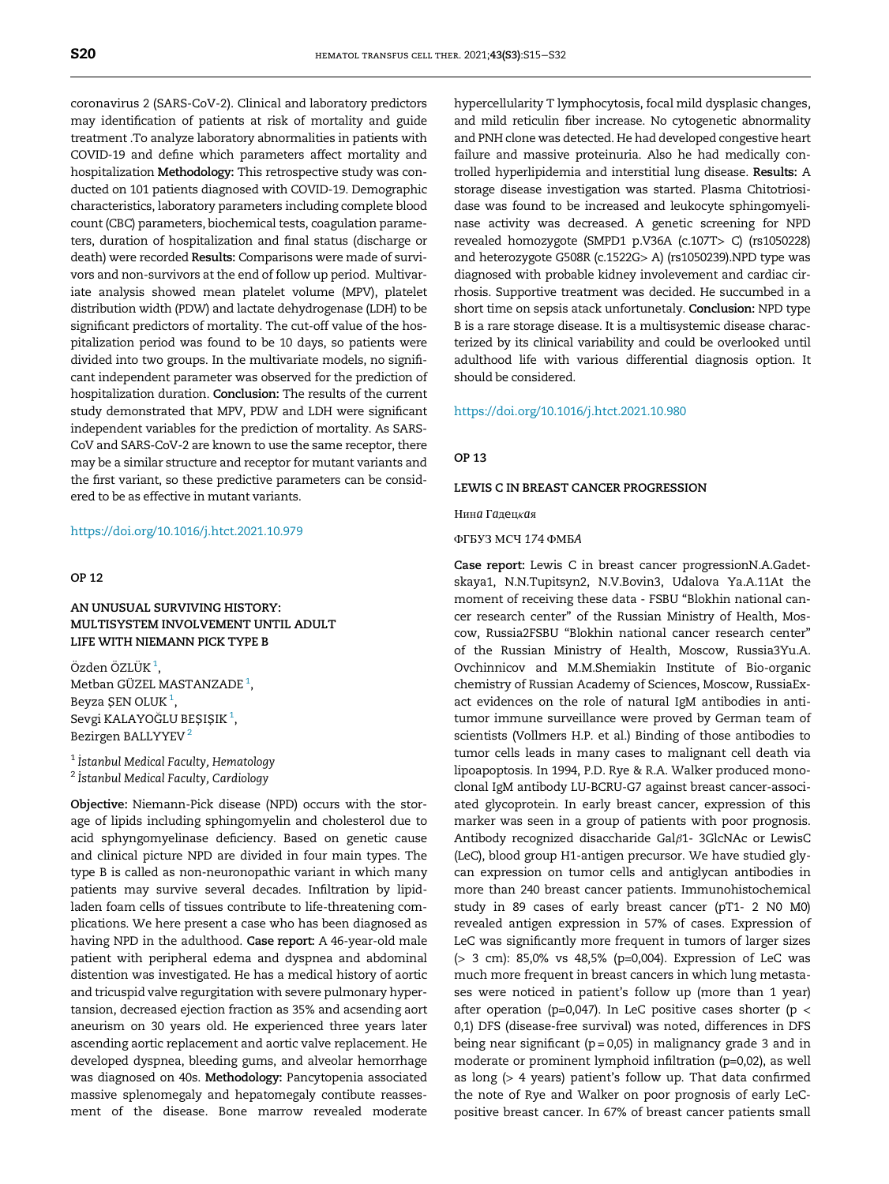coronavirus 2 (SARS-CoV-2). Clinical and laboratory predictors may identification of patients at risk of mortality and guide treatment .To analyze laboratory abnormalities in patients with COVID-19 and define which parameters affect mortality and hospitalization **Methodology:** This retrospective study was conducted on 101 patients diagnosed with COVID-19. Demographic characteristics, laboratory parameters including complete blood count (CBC) parameters, biochemical tests, coagulation parameters, duration of hospitalization and final status (discharge or death) were recorded **Results:** Comparisons were made of survivors and non-survivors at the end of follow up period. Multivariate analysis showed mean platelet volume (MPV), platelet distribution width (PDW) and lactate dehydrogenase (LDH) to be significant predictors of mortality. The cut-off value of the hospitalization period was found to be 10 days, so patients were divided into two groups. In the multivariate models, no significant independent parameter was observed for the prediction of hospitalization duration. **Conclusion:** The results of the current study demonstrated that MPV, PDW and LDH were significant independent variables for the prediction of mortality. As SARS-CoV and SARS-CoV-2 are known to use the same receptor, there may be a similar structure and receptor for mutant variants and the first variant, so these predictive parameters can be considered to be as effective in mutant variants.

https://doi.org/10.1016/j.htct.2021.10.979

### OP 12

### AN UNUSUAL SURVIVING HISTORY: MULTISYSTEM INVOLVEMENT UNTIL ADULT LIFE WITH NIEMANN PICK TYPE B

Özden ÖZLÜK [1],
Metban GÜZEL MASTANZADE [1],
Beyza ŞEN OLUK [1],
Sevgi KALAYOĞLU BEŞIŞIK [1],
Bezirgen BALLYYEV [2]

[1] *İstanbul Medical Faculty, Hematology*
[2] *İstanbul Medical Faculty, Cardiology*

**Objective:** Niemann-Pick disease (NPD) occurs with the storage of lipids including sphingomyelin and cholesterol due to acid sphyngomyelinase deficiency. Based on genetic cause and clinical picture NPD are divided in four main types. The type B is called as non-neuronopathic variant in which many patients may survive several decades. Infiltration by lipid-laden foam cells of tissues contribute to life-threatening complications. We here present a case who has been diagnosed as having NPD in the adulthood. **Case report:** A 46-year-old male patient with peripheral edema and dyspnea and abdominal distention was investigated. He has a medical history of aortic and tricuspid valve regurgitation with severe pulmonary hypertension, decreased ejection fraction as 35% and acsending aort aneurism on 30 years old. He experienced three years later ascending aortic replacement and aortic valve replacement. He developed dyspnea, bleeding gums, and alveolar hemorrhage was diagnosed on 40s. **Methodology:** Pancytopenia associated massive splenomegaly and hepatomegaly contibute reassessment of the disease. Bone marrow revealed moderate hypercellularity T lymphocytosis, focal mild dysplasic changes, and mild reticulin fiber increase. No cytogenetic abnormality and PNH clone was detected. He had developed congestive heart failure and massive proteinuria. Also he had medically controlled hyperlipidemia and interstitial lung disease. **Results:** A storage disease investigation was started. Plasma Chitotriosidase was found to be increased and leukocyte sphingomyelinase activity was decreased. A genetic screening for NPD revealed homozygote (SMPD1 p.V36A (c.107T> C) (rs1050228) and heterozygote G508R (c.1522G> A) (rs1050239).NPD type was diagnosed with probable kidney involevement and cardiac cirrhosis. Supportive treatment was decided. He succumbed in a short time on sepsis atack unfortunetaly. **Conclusion:** NPD type B is a rare storage disease. It is a multisystemic disease characterized by its clinical variability and could be overlooked until adulthood life with various differential diagnosis option. It should be considered.

https://doi.org/10.1016/j.htct.2021.10.980

### OP 13

### LEWIS C IN BREAST CANCER PROGRESSION

Нина Гадецкая

ФГБУЗ МСЧ 174 ФМБА

**Case report:** Lewis C in breast cancer progressionN.A.Gadetskaya1, N.N.Tupitsyn2, N.V.Bovin3, Udalova Ya.A.11At the moment of receiving these data - FSBU “Blokhin national cancer research center” of the Russian Ministry of Health, Moscow, Russia2FSBU “Blokhin national cancer research center” of the Russian Ministry of Health, Moscow, Russia3Yu.A. Ovchinnicov and M.M.Shemiakin Institute of Bio-organic chemistry of Russian Academy of Sciences, Moscow, RussiaExact evidences on the role of natural IgM antibodies in antitumor immune surveillance were proved by German team of scientists (Vollmers H.P. et al.) Binding of those antibodies to tumor cells leads in many cases to malignant cell death via lipoapoptosis. In 1994, P.D. Rye & R.A. Walker produced monoclonal IgM antibody LU-BCRU-G7 against breast cancer-associated glycoprotein. In early breast cancer, expression of this marker was seen in a group of patients with poor prognosis. Antibody recognized disaccharide Gal$\beta$1- 3GlcNAc or LewisC (LeC), blood group H1-antigen precursor. We have studied glycan expression on tumor cells and antiglycan antibodies in more than 240 breast cancer patients. Immunohistochemical study in 89 cases of early breast cancer (pT1- 2 N0 M0) revealed antigen expression in 57% of cases. Expression of LeC was significantly more frequent in tumors of larger sizes (> 3 cm): 85,0% vs 48,5% (p=0,004). Expression of LeC was much more frequent in breast cancers in which lung metastases were noticed in patient's follow up (more than 1 year) after operation (p=0,047). In LeC positive cases shorter (p < 0,1) DFS (disease-free survival) was noted, differences in DFS being near significant (p = 0,05) in malignancy grade 3 and in moderate or prominent lymphoid infiltration (p=0,02), as well as long (> 4 years) patient's follow up. That data confirmed the note of Rye and Walker on poor prognosis of early LeC-positive breast cancer. In 67% of breast cancer patients small